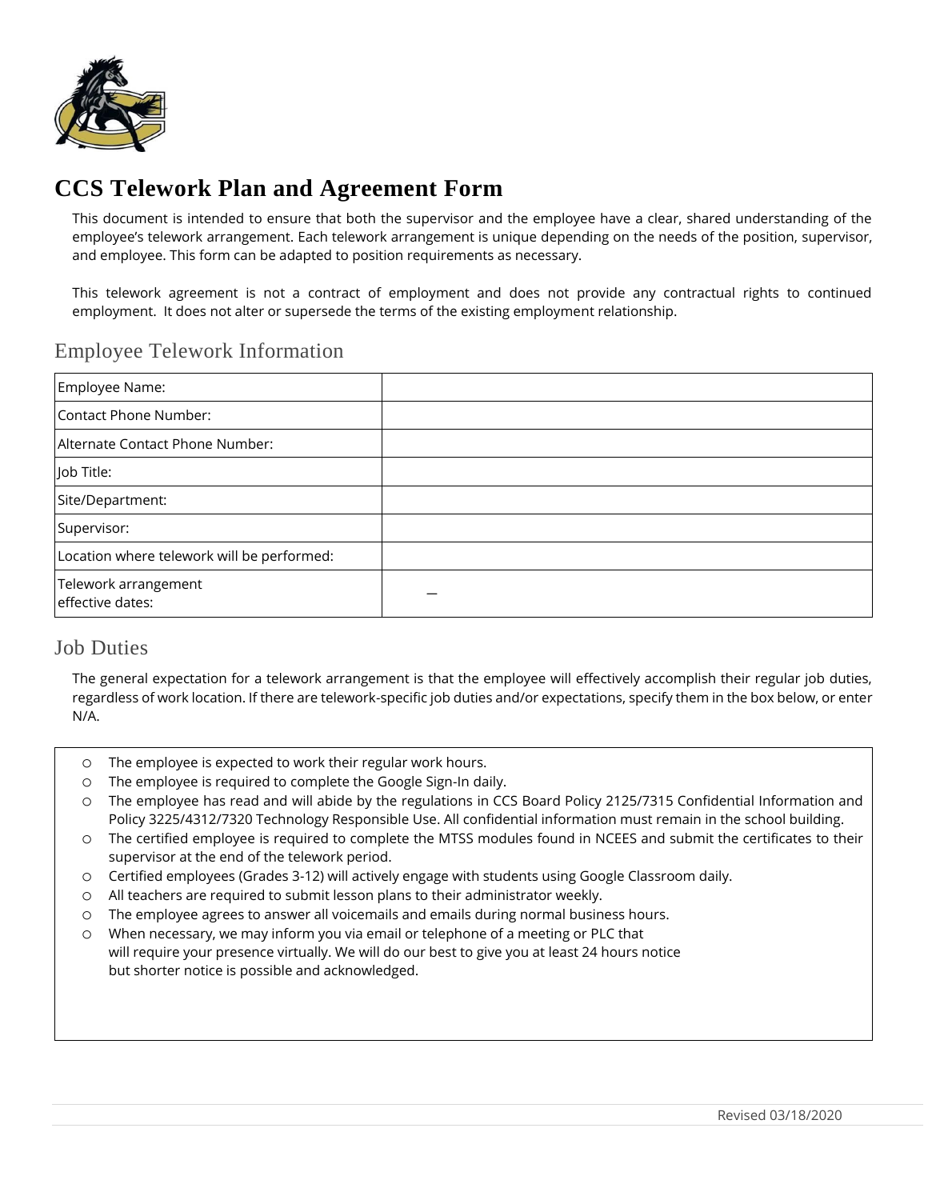# CCS Telework Plan and Agreement Form

This document is intended to ensure that both the supervisor and the employee have a clear, shared understanding of the employee's telework arrangement. Each telework arrangement is unique depending on the needs of the position, supervisor, and employee. This form can be adapted to position requirements as necessary.

This telework agreement is not a contract of employment and does not provide any contractual rights to continued employment. It does not alter or supersede the terms of the existing employment relationship.

## Employee Telework Information

| | |
|---|---|
| Employee Name: | |
| Contact Phone Number: | |
| Alternate Contact Phone Number: | |
| Job Title: | |
| Site/Department: | |
| Supervisor: | |
| Location where telework will be performed: | |
| Telework arrangement effective dates: | – |

## Job Duties

The general expectation for a telework arrangement is that the employee will effectively accomplish their regular job duties, regardless of work location. If there are telework-specific job duties and/or expectations, specify them in the box below, or enter N/A.

- The employee is expected to work their regular work hours.
- The employee is required to complete the Google Sign-In daily.
- The employee has read and will abide by the regulations in CCS Board Policy 2125/7315 Confidential Information and Policy 3225/4312/7320 Technology Responsible Use. All confidential information must remain in the school building.
- The certified employee is required to complete the MTSS modules found in NCEES and submit the certificates to their supervisor at the end of the telework period.
- Certified employees (Grades 3-12) will actively engage with students using Google Classroom daily.
- All teachers are required to submit lesson plans to their administrator weekly.
- The employee agrees to answer all voicemails and emails during normal business hours.
- When necessary, we may inform you via email or telephone of a meeting or PLC that will require your presence virtually. We will do our best to give you at least 24 hours notice but shorter notice is possible and acknowledged.

Revised 03/18/2020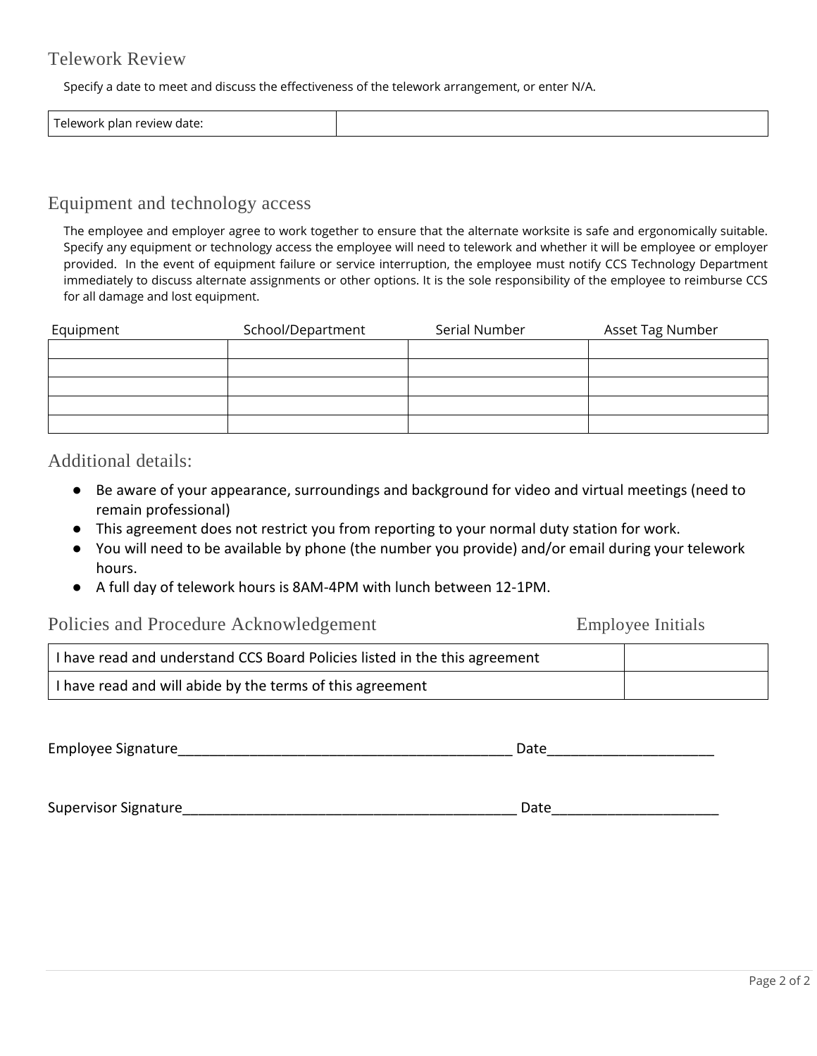## Telework Review

Specify a date to meet and discuss the effectiveness of the telework arrangement, or enter N/A.

| | |
|---|---|
| Telework plan review date: | |

## Equipment and technology access

The employee and employer agree to work together to ensure that the alternate worksite is safe and ergonomically suitable. Specify any equipment or technology access the employee will need to telework and whether it will be employee or employer provided. In the event of equipment failure or service interruption, the employee must notify CCS Technology Department immediately to discuss alternate assignments or other options. It is the sole responsibility of the employee to reimburse CCS for all damage and lost equipment.

| Equipment | School/Department | Serial Number | Asset Tag Number |
|---|---|---|---|
| | | | |
| | | | |
| | | | |
| | | | |
| | | | |

## Additional details:

- Be aware of your appearance, surroundings and background for video and virtual meetings (need to remain professional)
- This agreement does not restrict you from reporting to your normal duty station for work.
- You will need to be available by phone (the number you provide) and/or email during your telework hours.
- A full day of telework hours is 8AM-4PM with lunch between 12-1PM.

## Policies and Procedure Acknowledgement

| Policies and Procedure Acknowledgement | Employee Initials |
|---|---|
| I have read and understand CCS Board Policies listed in the this agreement | |
| I have read and will abide by the terms of this agreement | |

Employee Signature___________________________________________ Date_____________________

Supervisor Signature___________________________________________ Date_____________________